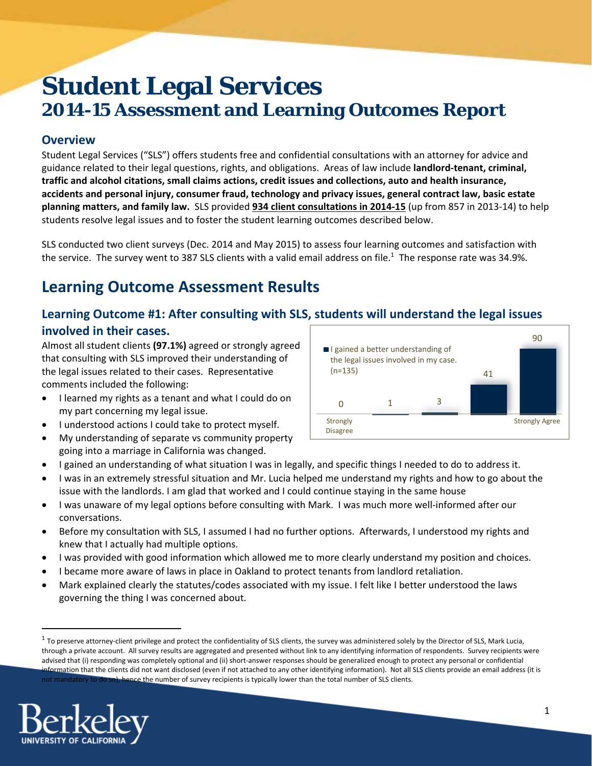# Student Legal Services

## 2014-15 Assessment and Learning Outcomes Report

### Overview

Student Legal Services ("SLS") offers students free and confidential consultations with an attorney for advice and guidance related to their legal questions, rights, and obligations. Areas of law include **landlord-tenant, criminal, traffic and alcohol citations, small claims actions, credit issues and collections, auto and health insurance, accidents and personal injury, consumer fraud, technology and privacy issues, general contract law, basic estate planning matters, and family law.** SLS provided **934 client consultations in 2014-15** (up from 857 in 2013-14) to help students resolve legal issues and to foster the student learning outcomes described below.

SLS conducted two client surveys (Dec. 2014 and May 2015) to assess four learning outcomes and satisfaction with the service. The survey went to 387 SLS clients with a valid email address on file.[1] The response rate was 34.9%.

## Learning Outcome Assessment Results

### Learning Outcome #1: After consulting with SLS, students will understand the legal issues involved in their cases.

Almost all student clients **(97.1%)** agreed or strongly agreed that consulting with SLS improved their understanding of the legal issues related to their cases. Representative comments included the following:

| I gained a better understanding of the legal issues involved in my case. (n=135) | Strongly Disagree | | | | Strongly Agree |
|---|---|---|---|---|---|
| Responses | 0 | 1 | 3 | 41 | 90 |

- I learned my rights as a tenant and what I could do on my part concerning my legal issue.
- I understood actions I could take to protect myself.
- My understanding of separate vs community property going into a marriage in California was changed.
- I gained an understanding of what situation I was in legally, and specific things I needed to do to address it.
- I was in an extremely stressful situation and Mr. Lucia helped me understand my rights and how to go about the issue with the landlords. I am glad that worked and I could continue staying in the same house
- I was unaware of my legal options before consulting with Mark. I was much more well-informed after our conversations.
- Before my consultation with SLS, I assumed I had no further options. Afterwards, I understood my rights and knew that I actually had multiple options.
- I was provided with good information which allowed me to more clearly understand my position and choices.
- I became more aware of laws in place in Oakland to protect tenants from landlord retaliation.
- Mark explained clearly the statutes/codes associated with my issue. I felt like I better understood the laws governing the thing I was concerned about.

---

[1] To preserve attorney-client privilege and protect the confidentiality of SLS clients, the survey was administered solely by the Director of SLS, Mark Lucia, through a private account. All survey results are aggregated and presented without link to any identifying information of respondents. Survey recipients were advised that (i) responding was completely optional and (ii) short-answer responses should be generalized enough to protect any personal or confidential information that the clients did not want disclosed (even if not attached to any other identifying information). Not all SLS clients provide an email address (it is not mandatory to do so), hence the number of survey recipients is typically lower than the total number of SLS clients.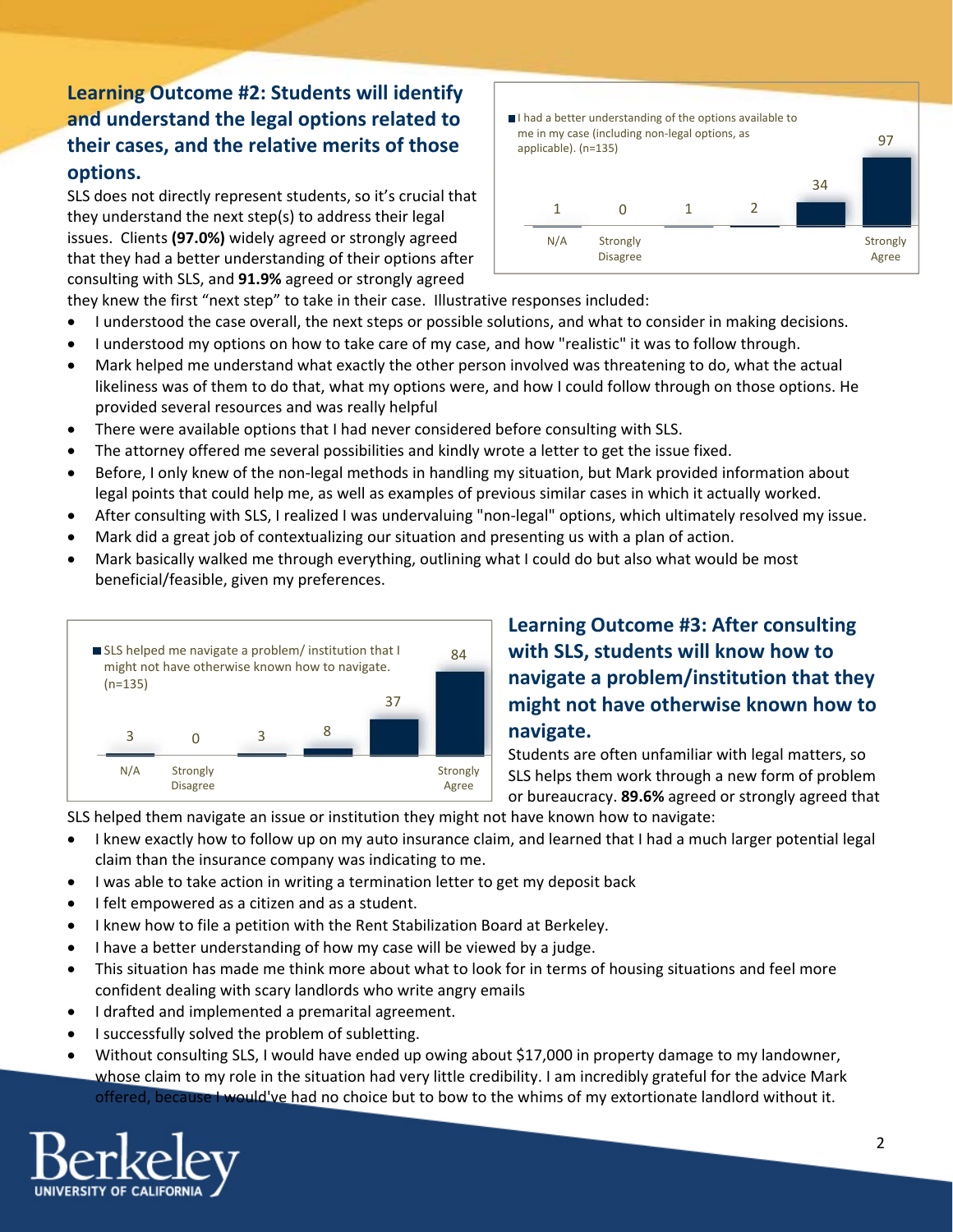## Learning Outcome #2: Students will identify and understand the legal options related to their cases, and the relative merits of those options.

SLS does not directly represent students, so it's crucial that they understand the next step(s) to address their legal issues. Clients **(97.0%)** widely agreed or strongly agreed that they had a better understanding of their options after consulting with SLS, and **91.9%** agreed or strongly agreed they knew the first "next step" to take in their case. Illustrative responses included:

| I had a better understanding of the options available to me in my case (including non-legal options, as applicable). (n=135) | |
|---|---|
| N/A | 1 |
| Strongly Disagree | 0 |
| | 1 |
| | 2 |
| | 34 |
| Strongly Agree | 97 |

- I understood the case overall, the next steps or possible solutions, and what to consider in making decisions.
- I understood my options on how to take care of my case, and how "realistic" it was to follow through.
- Mark helped me understand what exactly the other person involved was threatening to do, what the actual likeliness was of them to do that, what my options were, and how I could follow through on those options. He provided several resources and was really helpful
- There were available options that I had never considered before consulting with SLS.
- The attorney offered me several possibilities and kindly wrote a letter to get the issue fixed.
- Before, I only knew of the non-legal methods in handling my situation, but Mark provided information about legal points that could help me, as well as examples of previous similar cases in which it actually worked.
- After consulting with SLS, I realized I was undervaluing "non-legal" options, which ultimately resolved my issue.
- Mark did a great job of contextualizing our situation and presenting us with a plan of action.
- Mark basically walked me through everything, outlining what I could do but also what would be most beneficial/feasible, given my preferences.

## Learning Outcome #3: After consulting with SLS, students will know how to navigate a problem/institution that they might not have otherwise known how to navigate.

| SLS helped me navigate a problem/ institution that I might not have otherwise known how to navigate. (n=135) | |
|---|---|
| N/A | 3 |
| Strongly Disagree | 0 |
| | 3 |
| | 8 |
| | 37 |
| Strongly Agree | 84 |

Students are often unfamiliar with legal matters, so SLS helps them work through a new form of problem or bureaucracy. **89.6%** agreed or strongly agreed that SLS helped them navigate an issue or institution they might not have known how to navigate:

- I knew exactly how to follow up on my auto insurance claim, and learned that I had a much larger potential legal claim than the insurance company was indicating to me.
- I was able to take action in writing a termination letter to get my deposit back
- I felt empowered as a citizen and as a student.
- I knew how to file a petition with the Rent Stabilization Board at Berkeley.
- I have a better understanding of how my case will be viewed by a judge.
- This situation has made me think more about what to look for in terms of housing situations and feel more confident dealing with scary landlords who write angry emails
- I drafted and implemented a premarital agreement.
- I successfully solved the problem of subletting.
- Without consulting SLS, I would have ended up owing about $17,000 in property damage to my landowner, whose claim to my role in the situation had very little credibility. I am incredibly grateful for the advice Mark offered, because I would've had no choice but to bow to the whims of my extortionate landlord without it.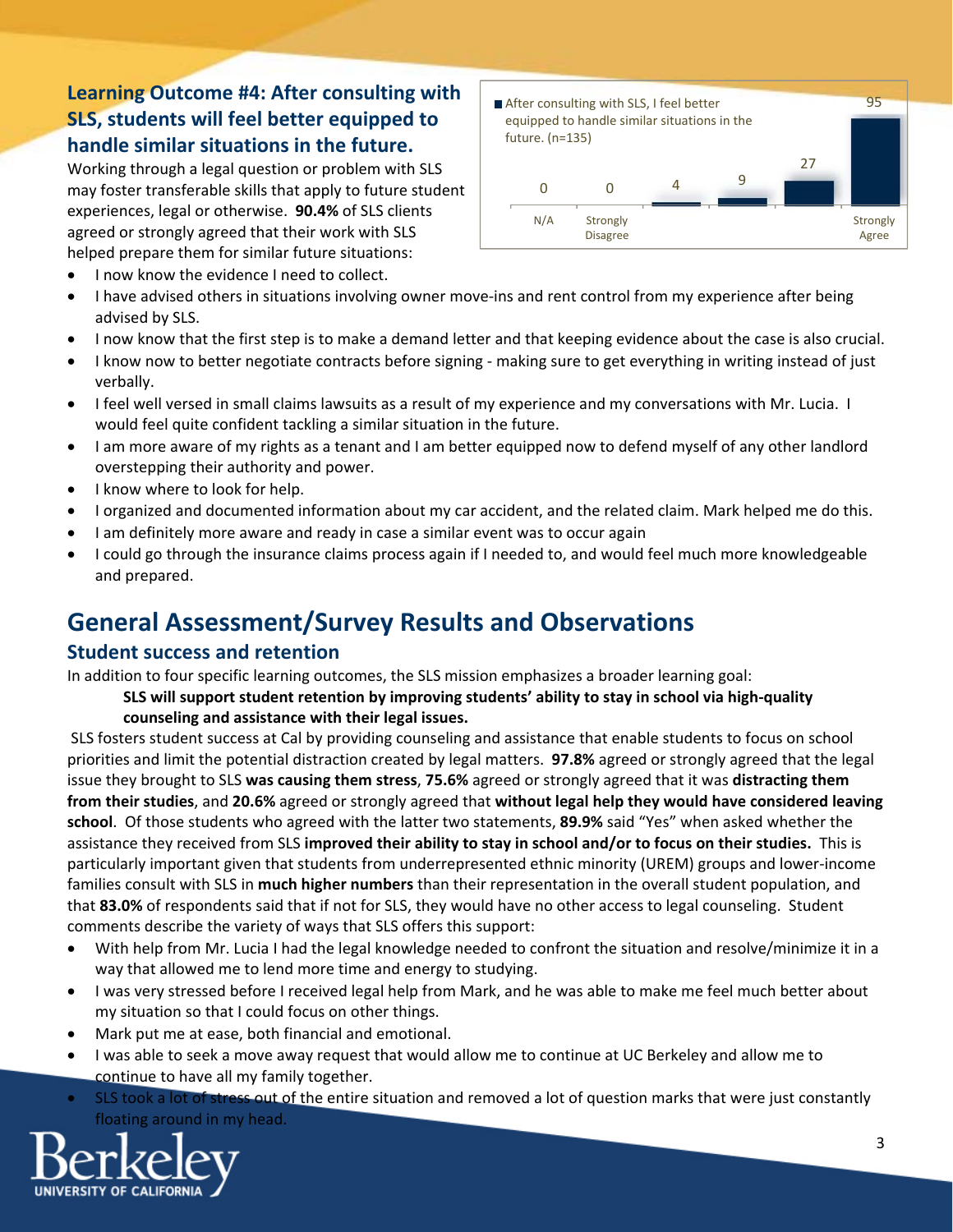### Learning Outcome #4: After consulting with SLS, students will feel better equipped to handle similar situations in the future.

Working through a legal question or problem with SLS may foster transferable skills that apply to future student experiences, legal or otherwise. **90.4%** of SLS clients agreed or strongly agreed that their work with SLS helped prepare them for similar future situations:

After consulting with SLS, I feel better equipped to handle similar situations in the future. (n=135)

| N/A | Strongly Disagree | | | | Strongly Agree |
|---|---|---|---|---|---|
| 0 | 0 | 4 | 9 | 27 | 95 |

- I now know the evidence I need to collect.
- I have advised others in situations involving owner move-ins and rent control from my experience after being advised by SLS.
- I now know that the first step is to make a demand letter and that keeping evidence about the case is also crucial.
- I know now to better negotiate contracts before signing - making sure to get everything in writing instead of just verbally.
- I feel well versed in small claims lawsuits as a result of my experience and my conversations with Mr. Lucia. I would feel quite confident tackling a similar situation in the future.
- I am more aware of my rights as a tenant and I am better equipped now to defend myself of any other landlord overstepping their authority and power.
- I know where to look for help.
- I organized and documented information about my car accident, and the related claim. Mark helped me do this.
- I am definitely more aware and ready in case a similar event was to occur again
- I could go through the insurance claims process again if I needed to, and would feel much more knowledgeable and prepared.

## General Assessment/Survey Results and Observations

### Student success and retention

In addition to four specific learning outcomes, the SLS mission emphasizes a broader learning goal:

> **SLS will support student retention by improving students' ability to stay in school via high-quality counseling and assistance with their legal issues.**

SLS fosters student success at Cal by providing counseling and assistance that enable students to focus on school priorities and limit the potential distraction created by legal matters. **97.8%** agreed or strongly agreed that the legal issue they brought to SLS **was causing them stress**, **75.6%** agreed or strongly agreed that it was **distracting them from their studies**, and **20.6%** agreed or strongly agreed that **without legal help they would have considered leaving school**. Of those students who agreed with the latter two statements, **89.9%** said "Yes" when asked whether the assistance they received from SLS **improved their ability to stay in school and/or to focus on their studies.** This is particularly important given that students from underrepresented ethnic minority (UREM) groups and lower-income families consult with SLS in **much higher numbers** than their representation in the overall student population, and that **83.0%** of respondents said that if not for SLS, they would have no other access to legal counseling. Student comments describe the variety of ways that SLS offers this support:

- With help from Mr. Lucia I had the legal knowledge needed to confront the situation and resolve/minimize it in a way that allowed me to lend more time and energy to studying.
- I was very stressed before I received legal help from Mark, and he was able to make me feel much better about my situation so that I could focus on other things.
- Mark put me at ease, both financial and emotional.
- I was able to seek a move away request that would allow me to continue at UC Berkeley and allow me to continue to have all my family together.
- SLS took a lot of stress out of the entire situation and removed a lot of question marks that were just constantly floating around in my head.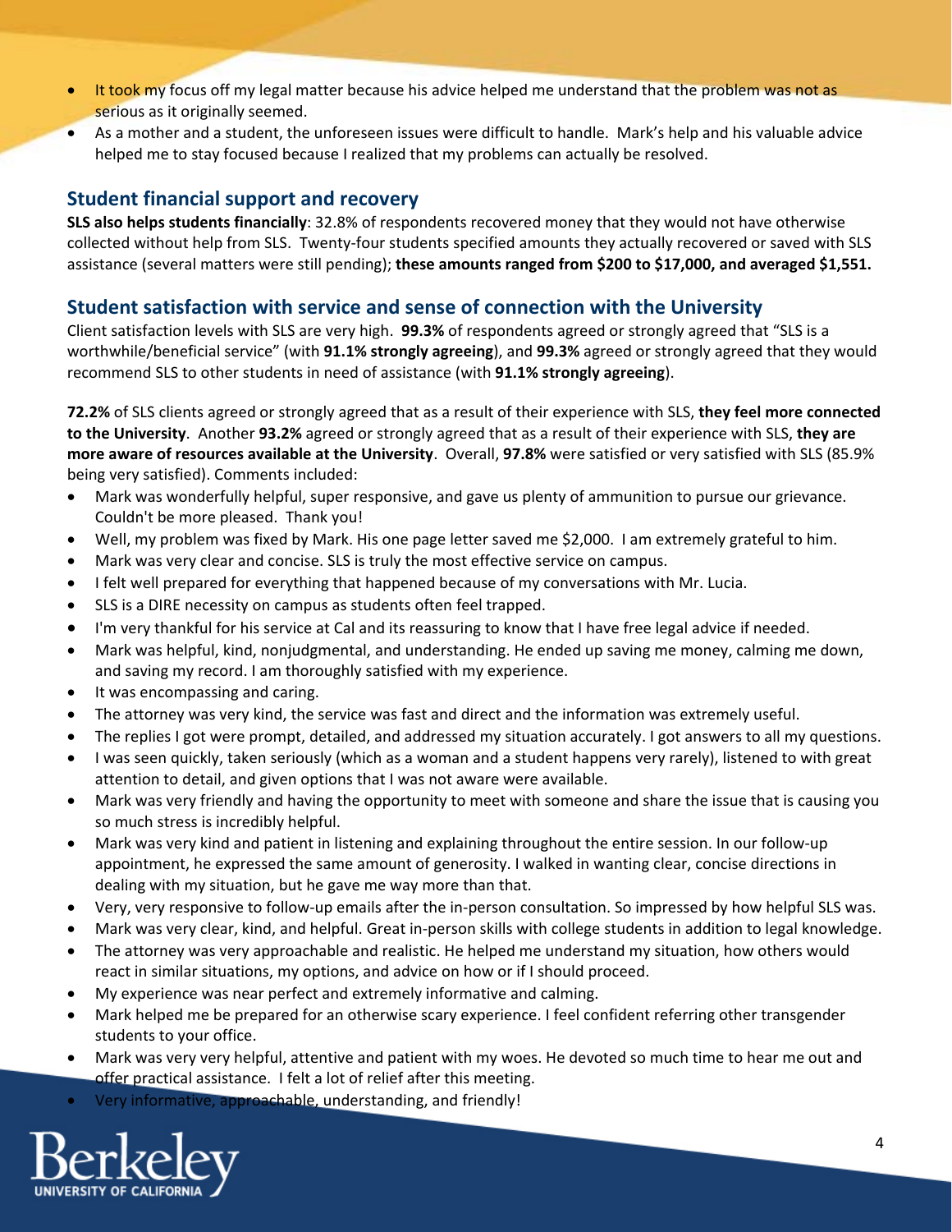- It took my focus off my legal matter because his advice helped me understand that the problem was not as serious as it originally seemed.
- As a mother and a student, the unforeseen issues were difficult to handle. Mark's help and his valuable advice helped me to stay focused because I realized that my problems can actually be resolved.

## Student financial support and recovery

**SLS also helps students financially**: 32.8% of respondents recovered money that they would not have otherwise collected without help from SLS. Twenty-four students specified amounts they actually recovered or saved with SLS assistance (several matters were still pending); **these amounts ranged from $200 to $17,000, and averaged $1,551.**

## Student satisfaction with service and sense of connection with the University

Client satisfaction levels with SLS are very high. **99.3%** of respondents agreed or strongly agreed that "SLS is a worthwhile/beneficial service" (with **91.1% strongly agreeing**), and **99.3%** agreed or strongly agreed that they would recommend SLS to other students in need of assistance (with **91.1% strongly agreeing**).

**72.2%** of SLS clients agreed or strongly agreed that as a result of their experience with SLS, **they feel more connected to the University**. Another **93.2%** agreed or strongly agreed that as a result of their experience with SLS, **they are more aware of resources available at the University**. Overall, **97.8%** were satisfied or very satisfied with SLS (85.9% being very satisfied). Comments included:

- Mark was wonderfully helpful, super responsive, and gave us plenty of ammunition to pursue our grievance. Couldn't be more pleased. Thank you!
- Well, my problem was fixed by Mark. His one page letter saved me $2,000. I am extremely grateful to him.
- Mark was very clear and concise. SLS is truly the most effective service on campus.
- I felt well prepared for everything that happened because of my conversations with Mr. Lucia.
- SLS is a DIRE necessity on campus as students often feel trapped.
- I'm very thankful for his service at Cal and its reassuring to know that I have free legal advice if needed.
- Mark was helpful, kind, nonjudgmental, and understanding. He ended up saving me money, calming me down, and saving my record. I am thoroughly satisfied with my experience.
- It was encompassing and caring.
- The attorney was very kind, the service was fast and direct and the information was extremely useful.
- The replies I got were prompt, detailed, and addressed my situation accurately. I got answers to all my questions.
- I was seen quickly, taken seriously (which as a woman and a student happens very rarely), listened to with great attention to detail, and given options that I was not aware were available.
- Mark was very friendly and having the opportunity to meet with someone and share the issue that is causing you so much stress is incredibly helpful.
- Mark was very kind and patient in listening and explaining throughout the entire session. In our follow-up appointment, he expressed the same amount of generosity. I walked in wanting clear, concise directions in dealing with my situation, but he gave me way more than that.
- Very, very responsive to follow-up emails after the in-person consultation. So impressed by how helpful SLS was.
- Mark was very clear, kind, and helpful. Great in-person skills with college students in addition to legal knowledge.
- The attorney was very approachable and realistic. He helped me understand my situation, how others would react in similar situations, my options, and advice on how or if I should proceed.
- My experience was near perfect and extremely informative and calming.
- Mark helped me be prepared for an otherwise scary experience. I feel confident referring other transgender students to your office.
- Mark was very very helpful, attentive and patient with my woes. He devoted so much time to hear me out and offer practical assistance. I felt a lot of relief after this meeting.
- Very informative, approachable, understanding, and friendly!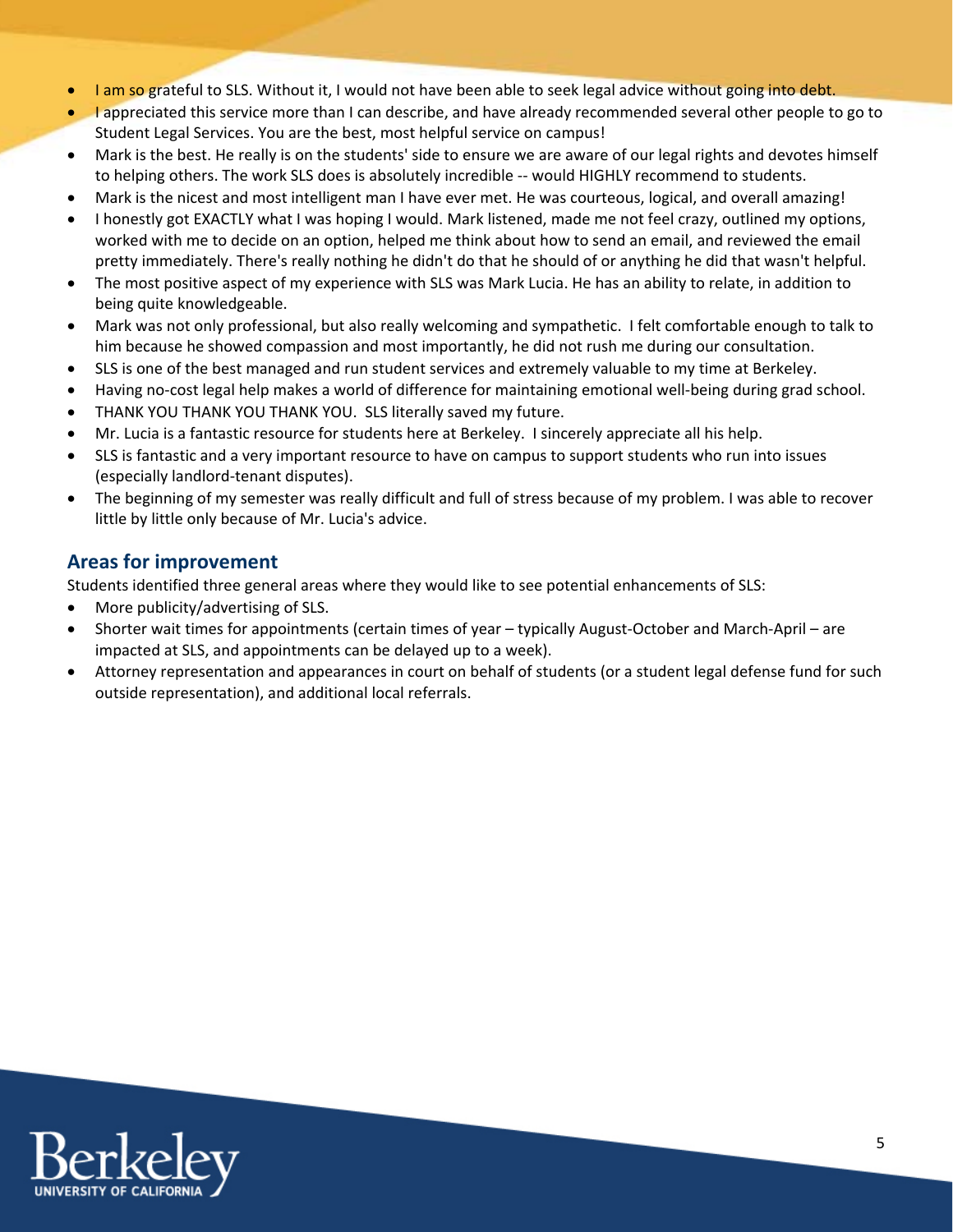- I am so grateful to SLS. Without it, I would not have been able to seek legal advice without going into debt.
- I appreciated this service more than I can describe, and have already recommended several other people to go to Student Legal Services. You are the best, most helpful service on campus!
- Mark is the best. He really is on the students' side to ensure we are aware of our legal rights and devotes himself to helping others. The work SLS does is absolutely incredible -- would HIGHLY recommend to students.
- Mark is the nicest and most intelligent man I have ever met. He was courteous, logical, and overall amazing!
- I honestly got EXACTLY what I was hoping I would. Mark listened, made me not feel crazy, outlined my options, worked with me to decide on an option, helped me think about how to send an email, and reviewed the email pretty immediately. There's really nothing he didn't do that he should of or anything he did that wasn't helpful.
- The most positive aspect of my experience with SLS was Mark Lucia. He has an ability to relate, in addition to being quite knowledgeable.
- Mark was not only professional, but also really welcoming and sympathetic. I felt comfortable enough to talk to him because he showed compassion and most importantly, he did not rush me during our consultation.
- SLS is one of the best managed and run student services and extremely valuable to my time at Berkeley.
- Having no-cost legal help makes a world of difference for maintaining emotional well-being during grad school.
- THANK YOU THANK YOU THANK YOU. SLS literally saved my future.
- Mr. Lucia is a fantastic resource for students here at Berkeley. I sincerely appreciate all his help.
- SLS is fantastic and a very important resource to have on campus to support students who run into issues (especially landlord-tenant disputes).
- The beginning of my semester was really difficult and full of stress because of my problem. I was able to recover little by little only because of Mr. Lucia's advice.

## Areas for improvement

Students identified three general areas where they would like to see potential enhancements of SLS:

- More publicity/advertising of SLS.
- Shorter wait times for appointments (certain times of year – typically August-October and March-April – are impacted at SLS, and appointments can be delayed up to a week).
- Attorney representation and appearances in court on behalf of students (or a student legal defense fund for such outside representation), and additional local referrals.